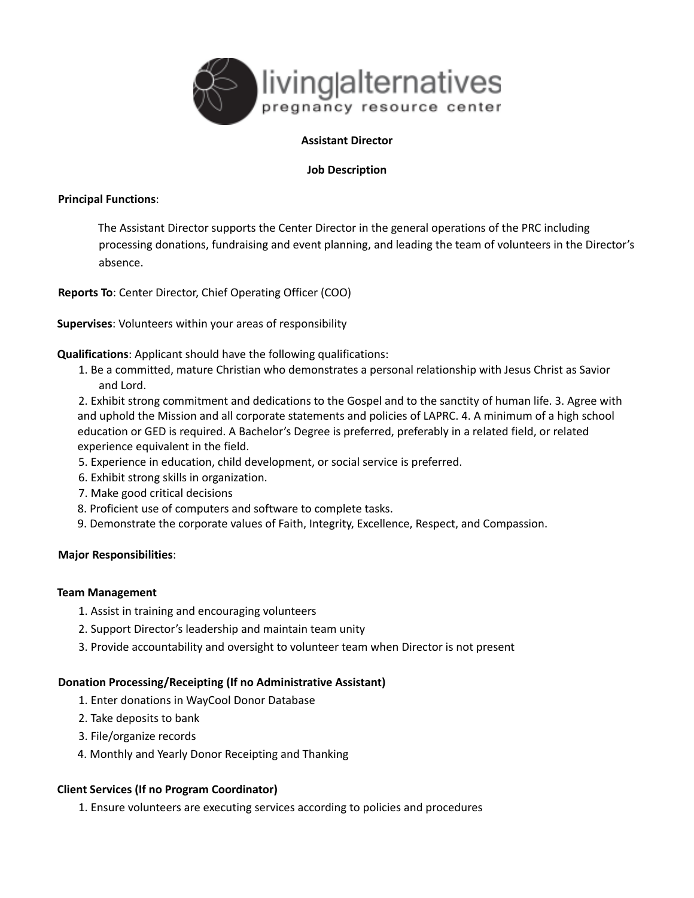living|alternatives
pregnancy resource center

**Assistant Director**

**Job Description**

**Principal Functions**:

The Assistant Director supports the Center Director in the general operations of the PRC including processing donations, fundraising and event planning, and leading the team of volunteers in the Director's absence.

**Reports To**: Center Director, Chief Operating Officer (COO)

**Supervises**: Volunteers within your areas of responsibility

**Qualifications**: Applicant should have the following qualifications:

1. Be a committed, mature Christian who demonstrates a personal relationship with Jesus Christ as Savior and Lord.
2. Exhibit strong commitment and dedications to the Gospel and to the sanctity of human life.
3. Agree with and uphold the Mission and all corporate statements and policies of LAPRC.
4. A minimum of a high school education or GED is required. A Bachelor's Degree is preferred, preferably in a related field, or related experience equivalent in the field.
5. Experience in education, child development, or social service is preferred.
6. Exhibit strong skills in organization.
7. Make good critical decisions
8. Proficient use of computers and software to complete tasks.
9. Demonstrate the corporate values of Faith, Integrity, Excellence, Respect, and Compassion.

**Major Responsibilities**:

**Team Management**

1. Assist in training and encouraging volunteers
2. Support Director's leadership and maintain team unity
3. Provide accountability and oversight to volunteer team when Director is not present

**Donation Processing/Receipting (If no Administrative Assistant)**

1. Enter donations in WayCool Donor Database
2. Take deposits to bank
3. File/organize records
4. Monthly and Yearly Donor Receipting and Thanking

**Client Services (If no Program Coordinator)**

1. Ensure volunteers are executing services according to policies and procedures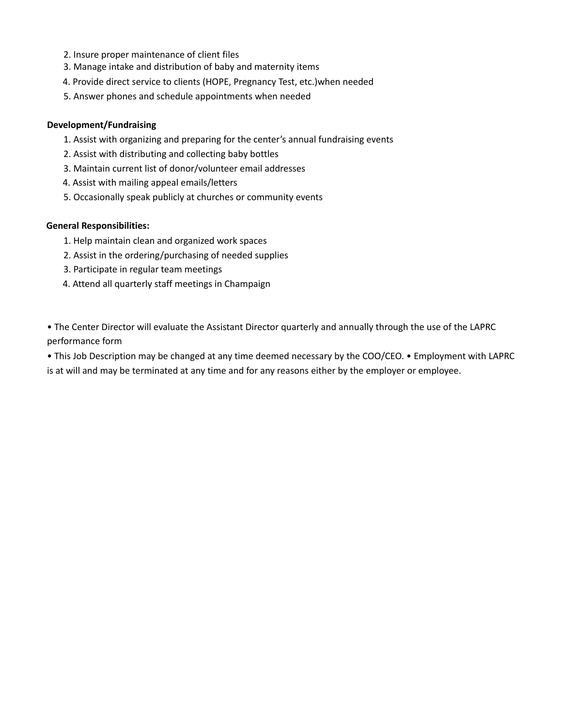2. Insure proper maintenance of client files
3. Manage intake and distribution of baby and maternity items
4. Provide direct service to clients (HOPE, Pregnancy Test, etc.)when needed
5. Answer phones and schedule appointments when needed

**Development/Fundraising**

1. Assist with organizing and preparing for the center's annual fundraising events
2. Assist with distributing and collecting baby bottles
3. Maintain current list of donor/volunteer email addresses
4. Assist with mailing appeal emails/letters
5. Occasionally speak publicly at churches or community events

**General Responsibilities:**

1. Help maintain clean and organized work spaces
2. Assist in the ordering/purchasing of needed supplies
3. Participate in regular team meetings
4. Attend all quarterly staff meetings in Champaign

• The Center Director will evaluate the Assistant Director quarterly and annually through the use of the LAPRC performance form

• This Job Description may be changed at any time deemed necessary by the COO/CEO. • Employment with LAPRC is at will and may be terminated at any time and for any reasons either by the employer or employee.